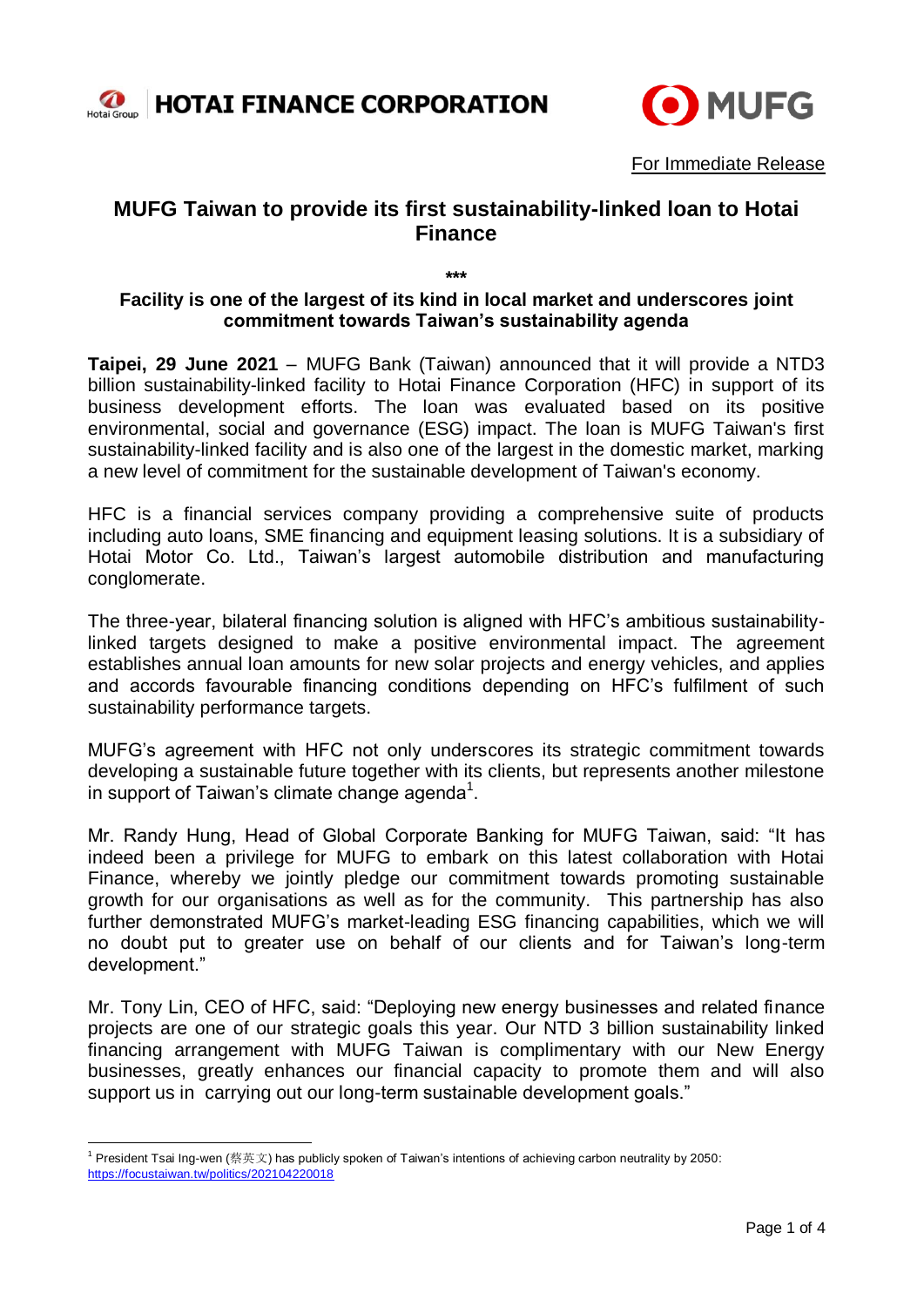HOTAI FINANCE CORPORATION

MUFG

For Immediate Release

# MUFG Taiwan to provide its first sustainability-linked loan to Hotai Finance

***

### Facility is one of the largest of its kind in local market and underscores joint commitment towards Taiwan's sustainability agenda

**Taipei, 29 June 2021** – MUFG Bank (Taiwan) announced that it will provide a NTD3 billion sustainability-linked facility to Hotai Finance Corporation (HFC) in support of its business development efforts. The loan was evaluated based on its positive environmental, social and governance (ESG) impact. The loan is MUFG Taiwan's first sustainability-linked facility and is also one of the largest in the domestic market, marking a new level of commitment for the sustainable development of Taiwan's economy.

HFC is a financial services company providing a comprehensive suite of products including auto loans, SME financing and equipment leasing solutions. It is a subsidiary of Hotai Motor Co. Ltd., Taiwan's largest automobile distribution and manufacturing conglomerate.

The three-year, bilateral financing solution is aligned with HFC's ambitious sustainability-linked targets designed to make a positive environmental impact. The agreement establishes annual loan amounts for new solar projects and energy vehicles, and applies and accords favourable financing conditions depending on HFC's fulfilment of such sustainability performance targets.

MUFG's agreement with HFC not only underscores its strategic commitment towards developing a sustainable future together with its clients, but represents another milestone in support of Taiwan's climate change agenda[1].

Mr. Randy Hung, Head of Global Corporate Banking for MUFG Taiwan, said: "It has indeed been a privilege for MUFG to embark on this latest collaboration with Hotai Finance, whereby we jointly pledge our commitment towards promoting sustainable growth for our organisations as well as for the community. This partnership has also further demonstrated MUFG's market-leading ESG financing capabilities, which we will no doubt put to greater use on behalf of our clients and for Taiwan's long-term development."

Mr. Tony Lin, CEO of HFC, said: "Deploying new energy businesses and related finance projects are one of our strategic goals this year. Our NTD 3 billion sustainability linked financing arrangement with MUFG Taiwan is complimentary with our New Energy businesses, greatly enhances our financial capacity to promote them and will also support us in carrying out our long-term sustainable development goals."

---

[1] President Tsai Ing-wen (蔡英文) has publicly spoken of Taiwan's intentions of achieving carbon neutrality by 2050: https://focustaiwan.tw/politics/202104220018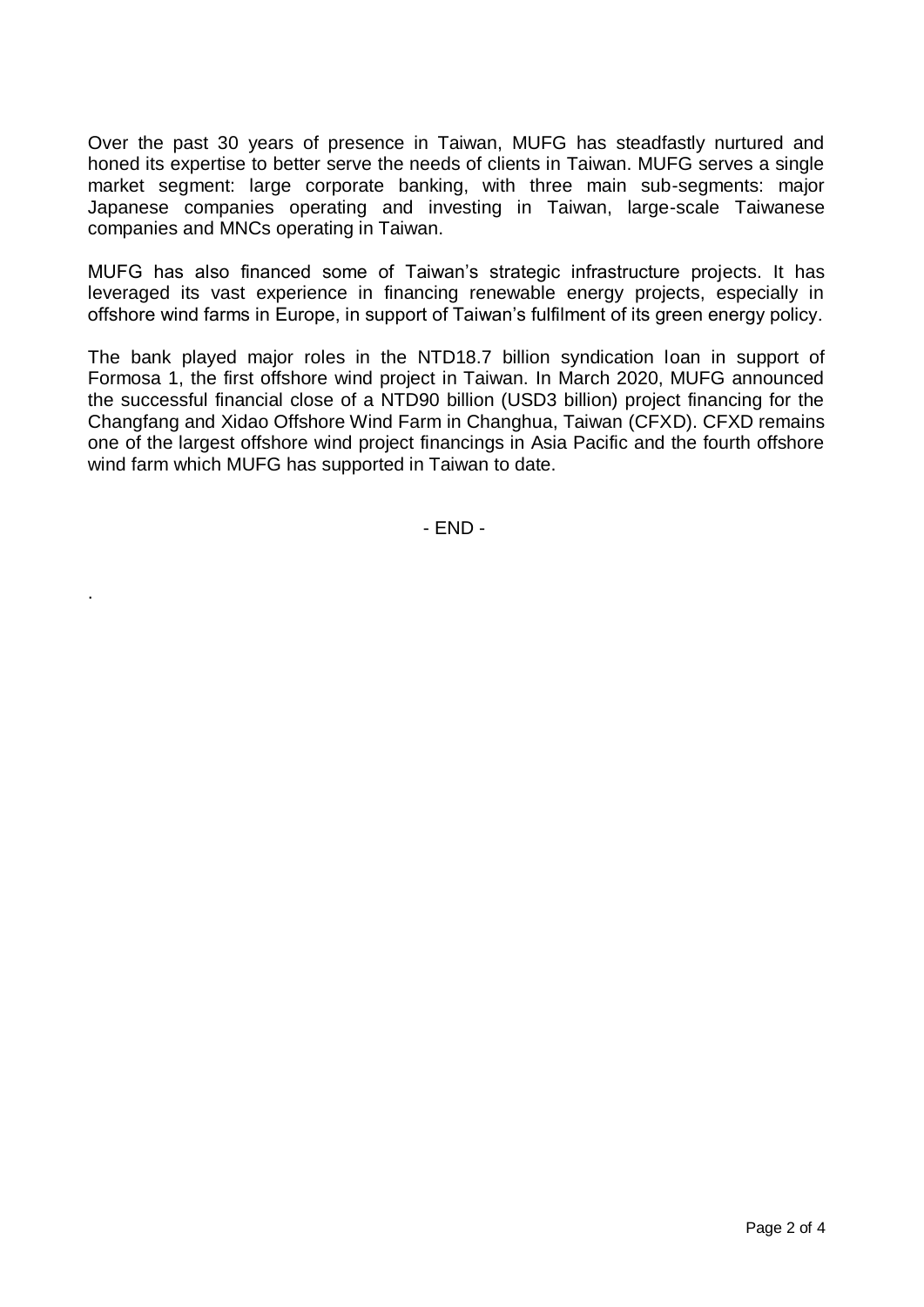Over the past 30 years of presence in Taiwan, MUFG has steadfastly nurtured and honed its expertise to better serve the needs of clients in Taiwan. MUFG serves a single market segment: large corporate banking, with three main sub-segments: major Japanese companies operating and investing in Taiwan, large-scale Taiwanese companies and MNCs operating in Taiwan.

MUFG has also financed some of Taiwan's strategic infrastructure projects. It has leveraged its vast experience in financing renewable energy projects, especially in offshore wind farms in Europe, in support of Taiwan's fulfilment of its green energy policy.

The bank played major roles in the NTD18.7 billion syndication loan in support of Formosa 1, the first offshore wind project in Taiwan. In March 2020, MUFG announced the successful financial close of a NTD90 billion (USD3 billion) project financing for the Changfang and Xidao Offshore Wind Farm in Changhua, Taiwan (CFXD). CFXD remains one of the largest offshore wind project financings in Asia Pacific and the fourth offshore wind farm which MUFG has supported in Taiwan to date.

- END -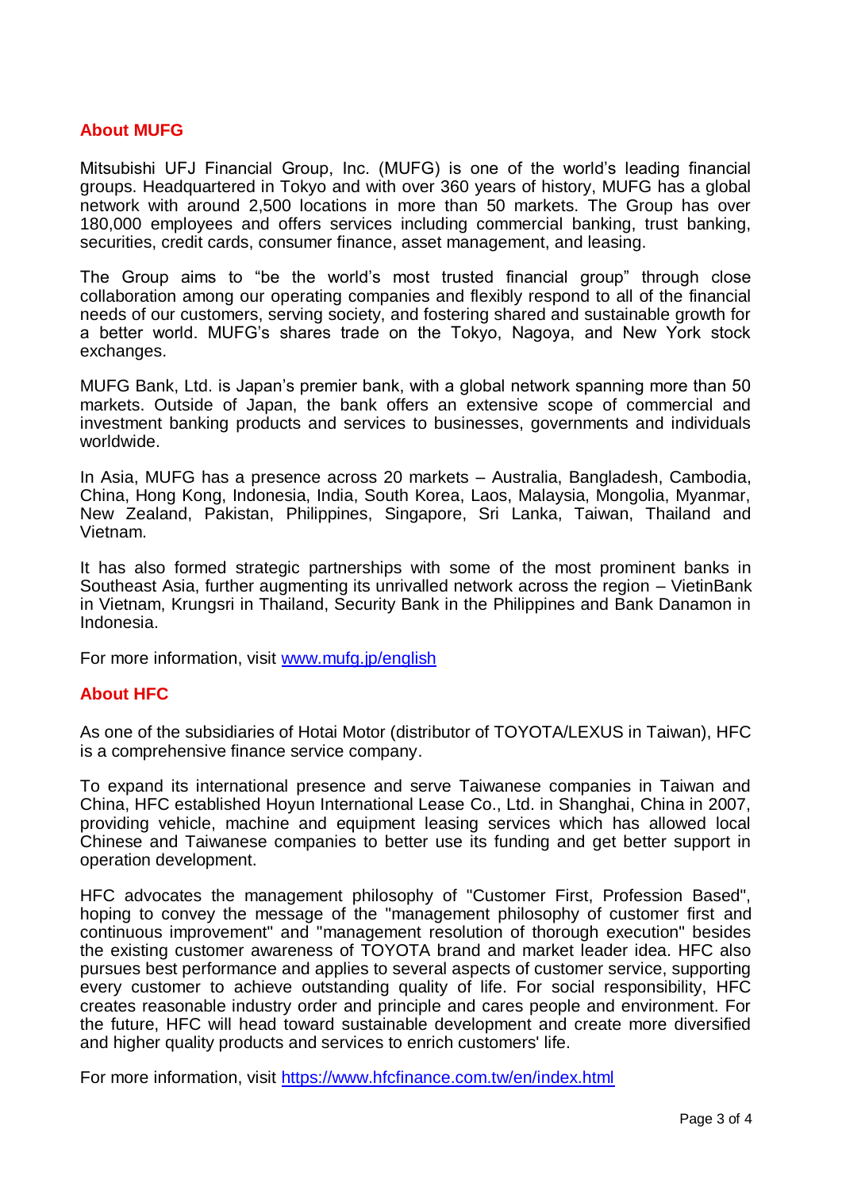## About MUFG

Mitsubishi UFJ Financial Group, Inc. (MUFG) is one of the world's leading financial groups. Headquartered in Tokyo and with over 360 years of history, MUFG has a global network with around 2,500 locations in more than 50 markets. The Group has over 180,000 employees and offers services including commercial banking, trust banking, securities, credit cards, consumer finance, asset management, and leasing.

The Group aims to "be the world's most trusted financial group" through close collaboration among our operating companies and flexibly respond to all of the financial needs of our customers, serving society, and fostering shared and sustainable growth for a better world. MUFG's shares trade on the Tokyo, Nagoya, and New York stock exchanges.

MUFG Bank, Ltd. is Japan's premier bank, with a global network spanning more than 50 markets. Outside of Japan, the bank offers an extensive scope of commercial and investment banking products and services to businesses, governments and individuals worldwide.

In Asia, MUFG has a presence across 20 markets – Australia, Bangladesh, Cambodia, China, Hong Kong, Indonesia, India, South Korea, Laos, Malaysia, Mongolia, Myanmar, New Zealand, Pakistan, Philippines, Singapore, Sri Lanka, Taiwan, Thailand and Vietnam.

It has also formed strategic partnerships with some of the most prominent banks in Southeast Asia, further augmenting its unrivalled network across the region – VietinBank in Vietnam, Krungsri in Thailand, Security Bank in the Philippines and Bank Danamon in Indonesia.

For more information, visit [www.mufg.jp/english](http://www.mufg.jp/english)

## About HFC

As one of the subsidiaries of Hotai Motor (distributor of TOYOTA/LEXUS in Taiwan), HFC is a comprehensive finance service company.

To expand its international presence and serve Taiwanese companies in Taiwan and China, HFC established Hoyun International Lease Co., Ltd. in Shanghai, China in 2007, providing vehicle, machine and equipment leasing services which has allowed local Chinese and Taiwanese companies to better use its funding and get better support in operation development.

HFC advocates the management philosophy of "Customer First, Profession Based", hoping to convey the message of the "management philosophy of customer first and continuous improvement" and "management resolution of thorough execution" besides the existing customer awareness of TOYOTA brand and market leader idea. HFC also pursues best performance and applies to several aspects of customer service, supporting every customer to achieve outstanding quality of life. For social responsibility, HFC creates reasonable industry order and principle and cares people and environment. For the future, HFC will head toward sustainable development and create more diversified and higher quality products and services to enrich customers' life.

For more information, visit [https://www.hfcfinance.com.tw/en/index.html](https://www.hfcfinance.com.tw/en/index.html)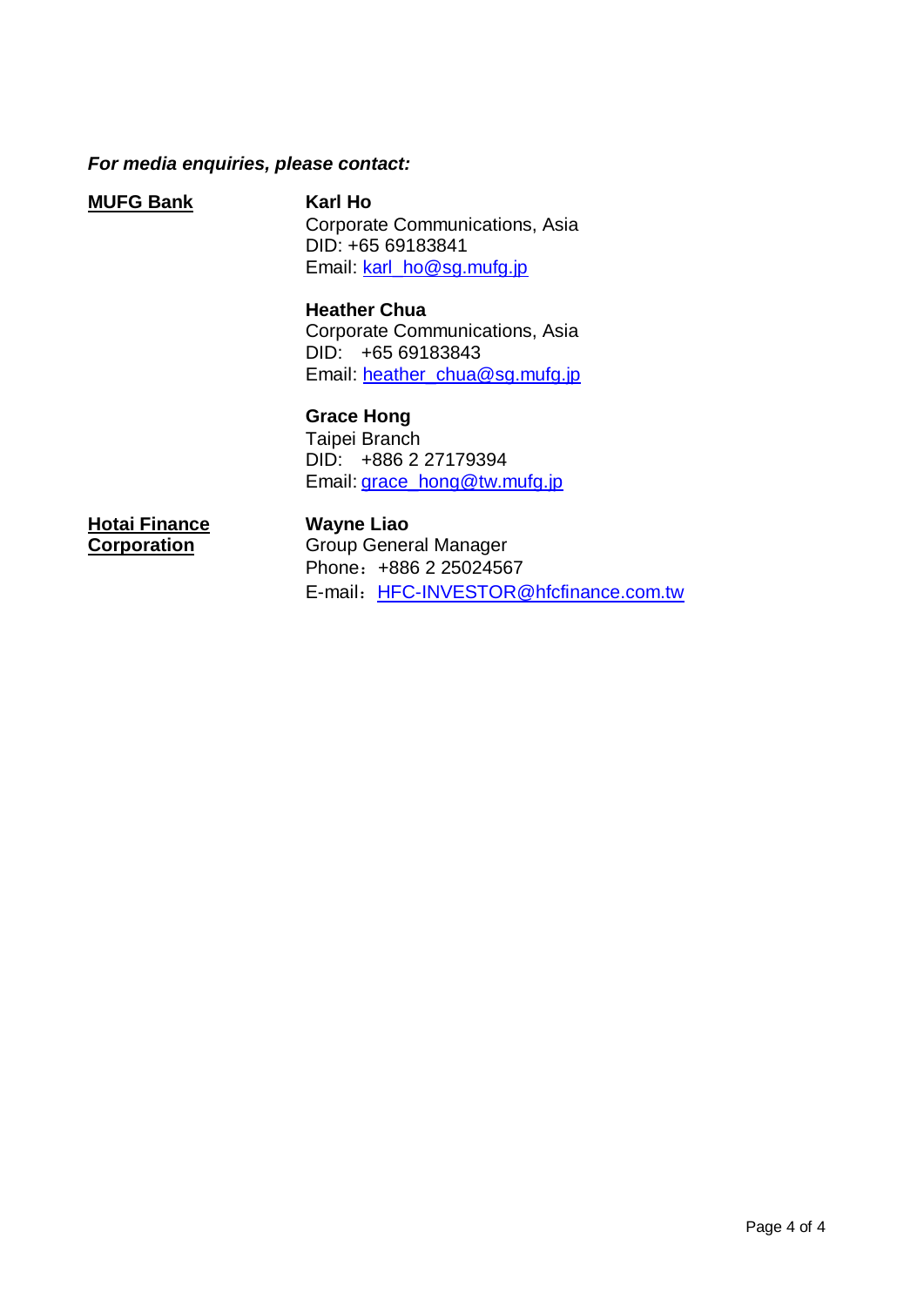***For media enquiries, please contact:***

**MUFG Bank**

**Karl Ho**
Corporate Communications, Asia
DID: +65 69183841
Email: karl_ho@sg.mufg.jp

**Heather Chua**
Corporate Communications, Asia
DID: +65 69183843
Email: heather_chua@sg.mufg.jp

**Grace Hong**
Taipei Branch
DID: +886 2 27179394
Email: grace_hong@tw.mufg.jp

**Hotai Finance Corporation**

**Wayne Liao**
Group General Manager
Phone：+886 2 25024567
E-mail：HFC-INVESTOR@hfcfinance.com.tw